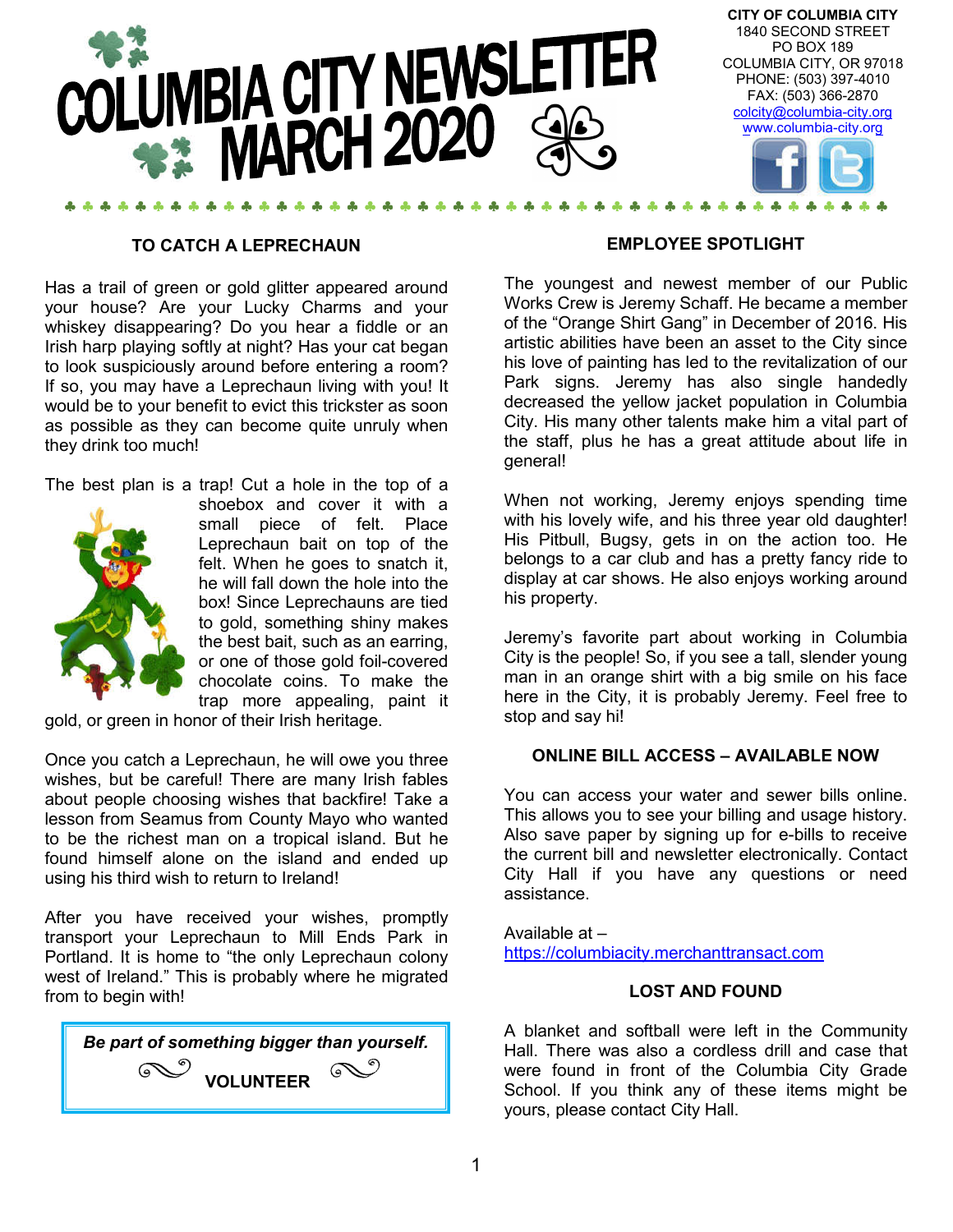# COLUMBIA CITY NEWSLETTER MARCH 2020

**CITY OF COLUMBIA CITY**
1840 SECOND STREET
PO BOX 189
COLUMBIA CITY, OR 97018
PHONE: (503) 397-4010
FAX: (503) 366-2870
colcity@columbia-city.org
www.columbia-city.org

## TO CATCH A LEPRECHAUN

Has a trail of green or gold glitter appeared around your house? Are your Lucky Charms and your whiskey disappearing? Do you hear a fiddle or an Irish harp playing softly at night? Has your cat began to look suspiciously around before entering a room? If so, you may have a Leprechaun living with you! It would be to your benefit to evict this trickster as soon as possible as they can become quite unruly when they drink too much!

The best plan is a trap! Cut a hole in the top of a shoebox and cover it with a small piece of felt. Place Leprechaun bait on top of the felt. When he goes to snatch it, he will fall down the hole into the box! Since Leprechauns are tied to gold, something shiny makes the best bait, such as an earring, or one of those gold foil-covered chocolate coins. To make the trap more appealing, paint it gold, or green in honor of their Irish heritage.

Once you catch a Leprechaun, he will owe you three wishes, but be careful! There are many Irish fables about people choosing wishes that backfire! Take a lesson from Seamus from County Mayo who wanted to be the richest man on a tropical island. But he found himself alone on the island and ended up using his third wish to return to Ireland!

After you have received your wishes, promptly transport your Leprechaun to Mill Ends Park in Portland. It is home to "the only Leprechaun colony west of Ireland." This is probably where he migrated from to begin with!

***Be part of something bigger than yourself.***

**VOLUNTEER**

## EMPLOYEE SPOTLIGHT

The youngest and newest member of our Public Works Crew is Jeremy Schaff. He became a member of the "Orange Shirt Gang" in December of 2016. His artistic abilities have been an asset to the City since his love of painting has led to the revitalization of our Park signs. Jeremy has also single handedly decreased the yellow jacket population in Columbia City. His many other talents make him a vital part of the staff, plus he has a great attitude about life in general!

When not working, Jeremy enjoys spending time with his lovely wife, and his three year old daughter! His Pitbull, Bugsy, gets in on the action too. He belongs to a car club and has a pretty fancy ride to display at car shows. He also enjoys working around his property.

Jeremy's favorite part about working in Columbia City is the people! So, if you see a tall, slender young man in an orange shirt with a big smile on his face here in the City, it is probably Jeremy. Feel free to stop and say hi!

## ONLINE BILL ACCESS – AVAILABLE NOW

You can access your water and sewer bills online. This allows you to see your billing and usage history. Also save paper by signing up for e-bills to receive the current bill and newsletter electronically. Contact City Hall if you have any questions or need assistance.

Available at –
https://columbiacity.merchanttransact.com

## LOST AND FOUND

A blanket and softball were left in the Community Hall. There was also a cordless drill and case that were found in front of the Columbia City Grade School. If you think any of these items might be yours, please contact City Hall.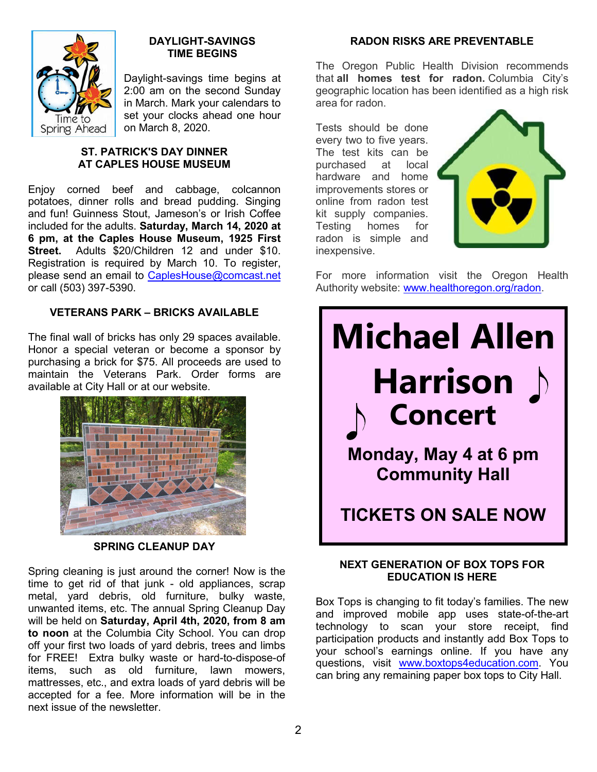## DAYLIGHT-SAVINGS TIME BEGINS

Daylight-savings time begins at 2:00 am on the second Sunday in March. Mark your calendars to set your clocks ahead one hour on March 8, 2020.

## ST. PATRICK'S DAY DINNER AT CAPLES HOUSE MUSEUM

Enjoy corned beef and cabbage, colcannon potatoes, dinner rolls and bread pudding. Singing and fun! Guinness Stout, Jameson's or Irish Coffee included for the adults. **Saturday, March 14, 2020 at 6 pm, at the Caples House Museum, 1925 First Street.** Adults $20/Children 12 and under $10. Registration is required by March 10. To register, please send an email to CaplesHouse@comcast.net or call (503) 397-5390.

## VETERANS PARK – BRICKS AVAILABLE

The final wall of bricks has only 29 spaces available. Honor a special veteran or become a sponsor by purchasing a brick for $75. All proceeds are used to maintain the Veterans Park. Order forms are available at City Hall or at our website.

## SPRING CLEANUP DAY

Spring cleaning is just around the corner! Now is the time to get rid of that junk - old appliances, scrap metal, yard debris, old furniture, bulky waste, unwanted items, etc. The annual Spring Cleanup Day will be held on **Saturday, April 4th, 2020, from 8 am to noon** at the Columbia City School. You can drop off your first two loads of yard debris, trees and limbs for FREE! Extra bulky waste or hard-to-dispose-of items, such as old furniture, lawn mowers, mattresses, etc., and extra loads of yard debris will be accepted for a fee. More information will be in the next issue of the newsletter.

## RADON RISKS ARE PREVENTABLE

The Oregon Public Health Division recommends that **all homes test for radon.** Columbia City's geographic location has been identified as a high risk area for radon.

Tests should be done every two to five years. The test kits can be purchased at local hardware and home improvements stores or online from radon test kit supply companies. Testing homes for radon is simple and inexpensive.

For more information visit the Oregon Health Authority website: www.healthoregon.org/radon.

# Michael Allen Harrison ♪ Concert

**Monday, May 4 at 6 pm**
**Community Hall**

**TICKETS ON SALE NOW**

## NEXT GENERATION OF BOX TOPS FOR EDUCATION IS HERE

Box Tops is changing to fit today's families. The new and improved mobile app uses state-of-the-art technology to scan your store receipt, find participation products and instantly add Box Tops to your school's earnings online. If you have any questions, visit www.boxtops4education.com. You can bring any remaining paper box tops to City Hall.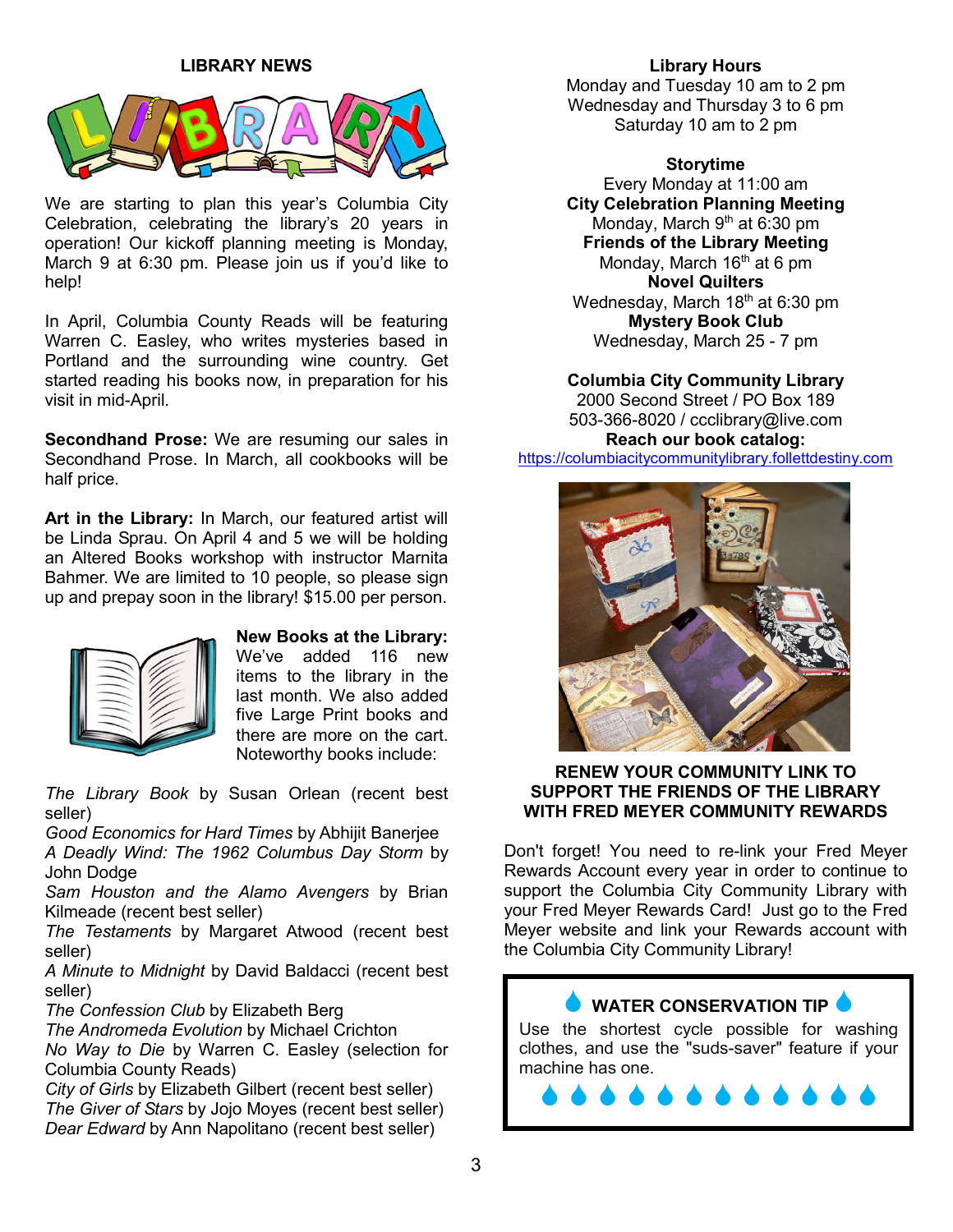## LIBRARY NEWS

We are starting to plan this year's Columbia City Celebration, celebrating the library's 20 years in operation! Our kickoff planning meeting is Monday, March 9 at 6:30 pm. Please join us if you'd like to help!

In April, Columbia County Reads will be featuring Warren C. Easley, who writes mysteries based in Portland and the surrounding wine country. Get started reading his books now, in preparation for his visit in mid-April.

**Secondhand Prose:** We are resuming our sales in Secondhand Prose. In March, all cookbooks will be half price.

**Art in the Library:** In March, our featured artist will be Linda Sprau. On April 4 and 5 we will be holding an Altered Books workshop with instructor Marnita Bahmer. We are limited to 10 people, so please sign up and prepay soon in the library! $15.00 per person.

**New Books at the Library:** We've added 116 new items to the library in the last month. We also added five Large Print books and there are more on the cart. Noteworthy books include:

*The Library Book* by Susan Orlean (recent best seller)
*Good Economics for Hard Times* by Abhijit Banerjee
*A Deadly Wind: The 1962 Columbus Day Storm* by John Dodge
*Sam Houston and the Alamo Avengers* by Brian Kilmeade (recent best seller)
*The Testaments* by Margaret Atwood (recent best seller)
*A Minute to Midnight* by David Baldacci (recent best seller)
*The Confession Club* by Elizabeth Berg
*The Andromeda Evolution* by Michael Crichton
*No Way to Die* by Warren C. Easley (selection for Columbia County Reads)
*City of Girls* by Elizabeth Gilbert (recent best seller)
*The Giver of Stars* by Jojo Moyes (recent best seller)
*Dear Edward* by Ann Napolitano (recent best seller)

**Library Hours**
Monday and Tuesday 10 am to 2 pm
Wednesday and Thursday 3 to 6 pm
Saturday 10 am to 2 pm

**Storytime**
Every Monday at 11:00 am
**City Celebration Planning Meeting**
Monday, March 9th at 6:30 pm
**Friends of the Library Meeting**
Monday, March 16th at 6 pm
**Novel Quilters**
Wednesday, March 18th at 6:30 pm
**Mystery Book Club**
Wednesday, March 25 - 7 pm

**Columbia City Community Library**
2000 Second Street / PO Box 189
503-366-8020 / ccclibrary@live.com
**Reach our book catalog:**
https://columbiacitycommunitylibrary.follettdestiny.com

**RENEW YOUR COMMUNITY LINK TO SUPPORT THE FRIENDS OF THE LIBRARY WITH FRED MEYER COMMUNITY REWARDS**

Don't forget! You need to re-link your Fred Meyer Rewards Account every year in order to continue to support the Columbia City Community Library with your Fred Meyer Rewards Card! Just go to the Fred Meyer website and link your Rewards account with the Columbia City Community Library!

**WATER CONSERVATION TIP**

Use the shortest cycle possible for washing clothes, and use the "suds-saver" feature if your machine has one.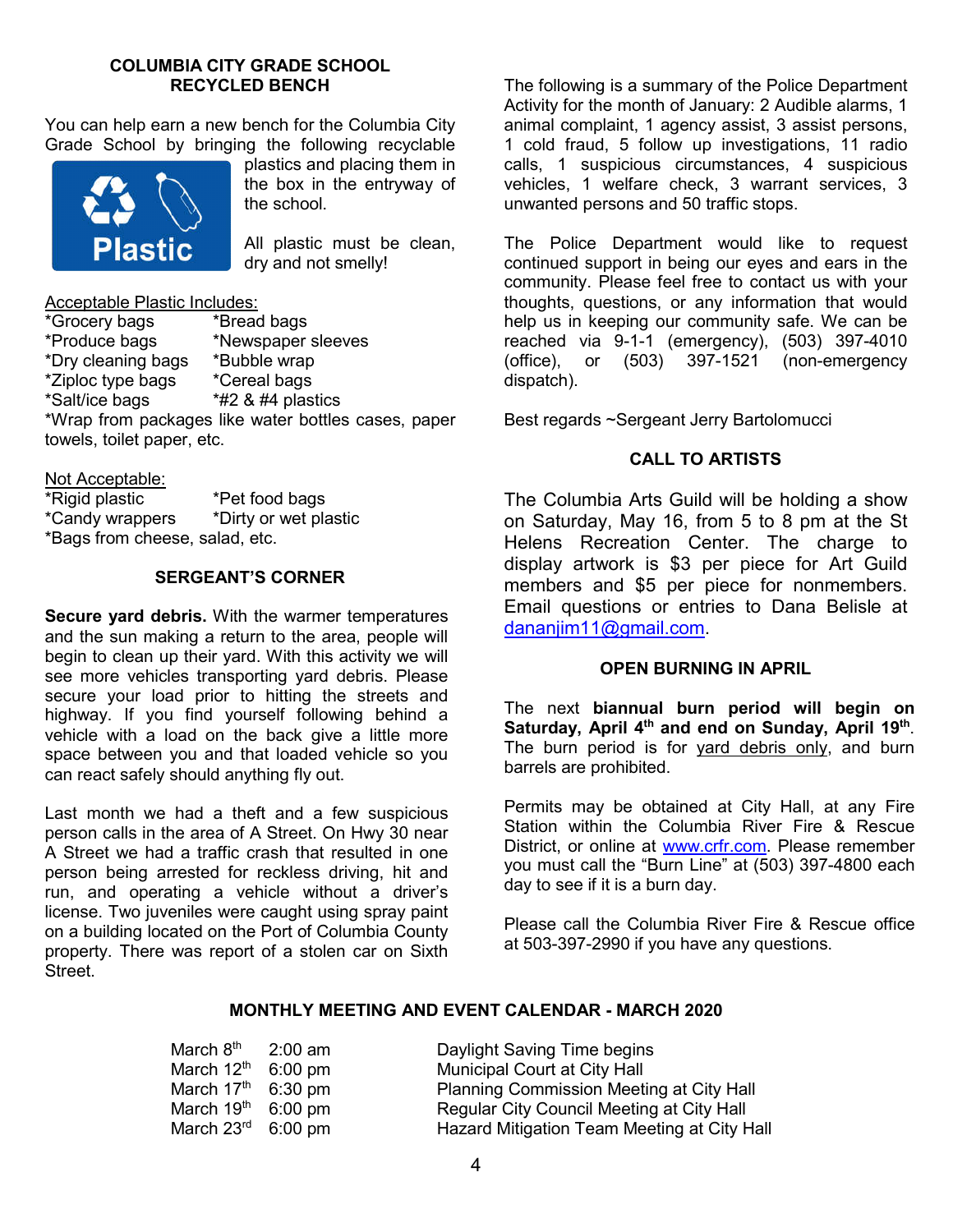## COLUMBIA CITY GRADE SCHOOL RECYCLED BENCH

You can help earn a new bench for the Columbia City Grade School by bringing the following recyclable plastics and placing them in the box in the entryway of the school.

All plastic must be clean, dry and not smelly!

Acceptable Plastic Includes:

| | |
|---|---|
| *Grocery bags | *Bread bags |
| *Produce bags | *Newspaper sleeves |
| *Dry cleaning bags | *Bubble wrap |
| *Ziploc type bags | *Cereal bags |
| *Salt/ice bags | *#2 & #4 plastics |

*Wrap from packages like water bottles cases, paper towels, toilet paper, etc.

Not Acceptable:

| | |
|---|---|
| *Rigid plastic | *Pet food bags |
| *Candy wrappers | *Dirty or wet plastic |

*Bags from cheese, salad, etc.

## SERGEANT'S CORNER

**Secure yard debris.** With the warmer temperatures and the sun making a return to the area, people will begin to clean up their yard. With this activity we will see more vehicles transporting yard debris. Please secure your load prior to hitting the streets and highway. If you find yourself following behind a vehicle with a load on the back give a little more space between you and that loaded vehicle so you can react safely should anything fly out.

Last month we had a theft and a few suspicious person calls in the area of A Street. On Hwy 30 near A Street we had a traffic crash that resulted in one person being arrested for reckless driving, hit and run, and operating a vehicle without a driver's license. Two juveniles were caught using spray paint on a building located on the Port of Columbia County property. There was report of a stolen car on Sixth Street.

The following is a summary of the Police Department Activity for the month of January: 2 Audible alarms, 1 animal complaint, 1 agency assist, 3 assist persons, 1 cold fraud, 5 follow up investigations, 11 radio calls, 1 suspicious circumstances, 4 suspicious vehicles, 1 welfare check, 3 warrant services, 3 unwanted persons and 50 traffic stops.

The Police Department would like to request continued support in being our eyes and ears in the community. Please feel free to contact us with your thoughts, questions, or any information that would help us in keeping our community safe. We can be reached via 9-1-1 (emergency), (503) 397-4010 (office), or (503) 397-1521 (non-emergency dispatch).

Best regards ~Sergeant Jerry Bartolomucci

## CALL TO ARTISTS

The Columbia Arts Guild will be holding a show on Saturday, May 16, from 5 to 8 pm at the St Helens Recreation Center. The charge to display artwork is $3 per piece for Art Guild members and $5 per piece for nonmembers. Email questions or entries to Dana Belisle at dananjim11@gmail.com.

## OPEN BURNING IN APRIL

The next **biannual burn period will begin on Saturday, April 4th and end on Sunday, April 19th**. The burn period is for yard debris only, and burn barrels are prohibited.

Permits may be obtained at City Hall, at any Fire Station within the Columbia River Fire & Rescue District, or online at www.crfr.com. Please remember you must call the "Burn Line" at (503) 397-4800 each day to see if it is a burn day.

Please call the Columbia River Fire & Rescue office at 503-397-2990 if you have any questions.

## MONTHLY MEETING AND EVENT CALENDAR - MARCH 2020

| | | |
|---|---|---|
| March 8th | 2:00 am | Daylight Saving Time begins |
| March 12th | 6:00 pm | Municipal Court at City Hall |
| March 17th | 6:30 pm | Planning Commission Meeting at City Hall |
| March 19th | 6:00 pm | Regular City Council Meeting at City Hall |
| March 23rd | 6:00 pm | Hazard Mitigation Team Meeting at City Hall |